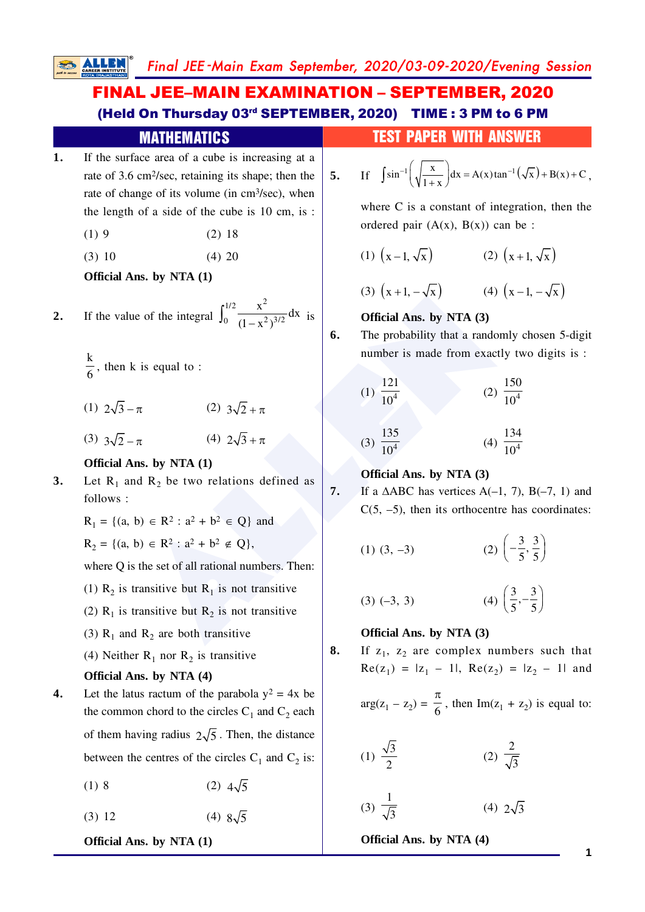# FINAL JEE–MAIN EXAMINATION – SEPTEMBER, 2020

**(Held On Thursday 03rd SEPTEMBER, 2020) TIME : 3 PM to 6 PM**

## MATHEMATICS — TEST PAPER WITH ANSWER

**1.** If the surface area of a cube is increasing at a rate of 3.6 cm²/sec, retaining its shape; then the rate of change of its volume (in cm³/sec), when the length of a side of the cube is 10 cm, is :

(1) 9 (2) 18

(3) 10 (4) 20

**Official Ans. by NTA (1)**

**2.** If the value of the integral $\int_0^{1/2} \frac{x^2}{(1-x^2)^{3/2}} dx$ is $\frac{k}{6}$, then k is equal to :

(1) $2\sqrt{3}-\pi$ (2) $3\sqrt{2}+\pi$

(3) $3\sqrt{2}-\pi$ (4) $2\sqrt{3}+\pi$

**Official Ans. by NTA (1)**

**3.** Let $R_1$ and $R_2$ be two relations defined as follows :

$R_1 = \{(a, b) \in R^2 : a^2 + b^2 \in Q\}$ and

$R_2 = \{(a, b) \in R^2 : a^2 + b^2 \notin Q\}$,

where Q is the set of all rational numbers. Then:

(1) $R_2$ is transitive but $R_1$ is not transitive

(2) $R_1$ is transitive but $R_2$ is not transitive

(3) $R_1$ and $R_2$ are both transitive

(4) Neither $R_1$ nor $R_2$ is transitive

**Official Ans. by NTA (4)**

**4.** Let the latus ractum of the parabola $y^2 = 4x$ be the common chord to the circles $C_1$ and $C_2$ each of them having radius $2\sqrt{5}$. Then, the distance between the centres of the circles $C_1$ and $C_2$ is:

(1) 8 (2) $4\sqrt{5}$

(3) 12 (4) $8\sqrt{5}$

**Official Ans. by NTA (1)**

**5.** If $\int \sin^{-1}\left(\sqrt{\frac{x}{1+x}}\right)dx = A(x)\tan^{-1}\left(\sqrt{x}\right) + B(x) + C$,

where C is a constant of integration, then the ordered pair (A(x), B(x)) can be :

(1) $\left(x-1, \sqrt{x}\right)$ (2) $\left(x+1, \sqrt{x}\right)$

(3) $\left(x+1, -\sqrt{x}\right)$ (4) $\left(x-1, -\sqrt{x}\right)$

**Official Ans. by NTA (3)**

**6.** The probability that a randomly chosen 5-digit number is made from exactly two digits is :

(1) $\frac{121}{10^4}$ (2) $\frac{150}{10^4}$

(3) $\frac{135}{10^4}$ (4) $\frac{134}{10^4}$

**Official Ans. by NTA (3)**

**7.** If a ΔABC has vertices A(–1, 7), B(–7, 1) and C(5, –5), then its orthocentre has coordinates:

(1) (3, –3) (2) $\left(-\frac{3}{5}, \frac{3}{5}\right)$

(3) (–3, 3) (4) $\left(\frac{3}{5}, -\frac{3}{5}\right)$

**Official Ans. by NTA (3)**

**8.** If $z_1$, $z_2$ are complex numbers such that $\text{Re}(z_1) = |z_1 - 1|$, $\text{Re}(z_2) = |z_2 - 1|$ and $\arg(z_1 - z_2) = \frac{\pi}{6}$, then $\text{Im}(z_1 + z_2)$ is equal to:

(1) $\frac{\sqrt{3}}{2}$ (2) $\frac{2}{\sqrt{3}}$

(3) $\frac{1}{\sqrt{3}}$ (4) $2\sqrt{3}$

**Official Ans. by NTA (4)**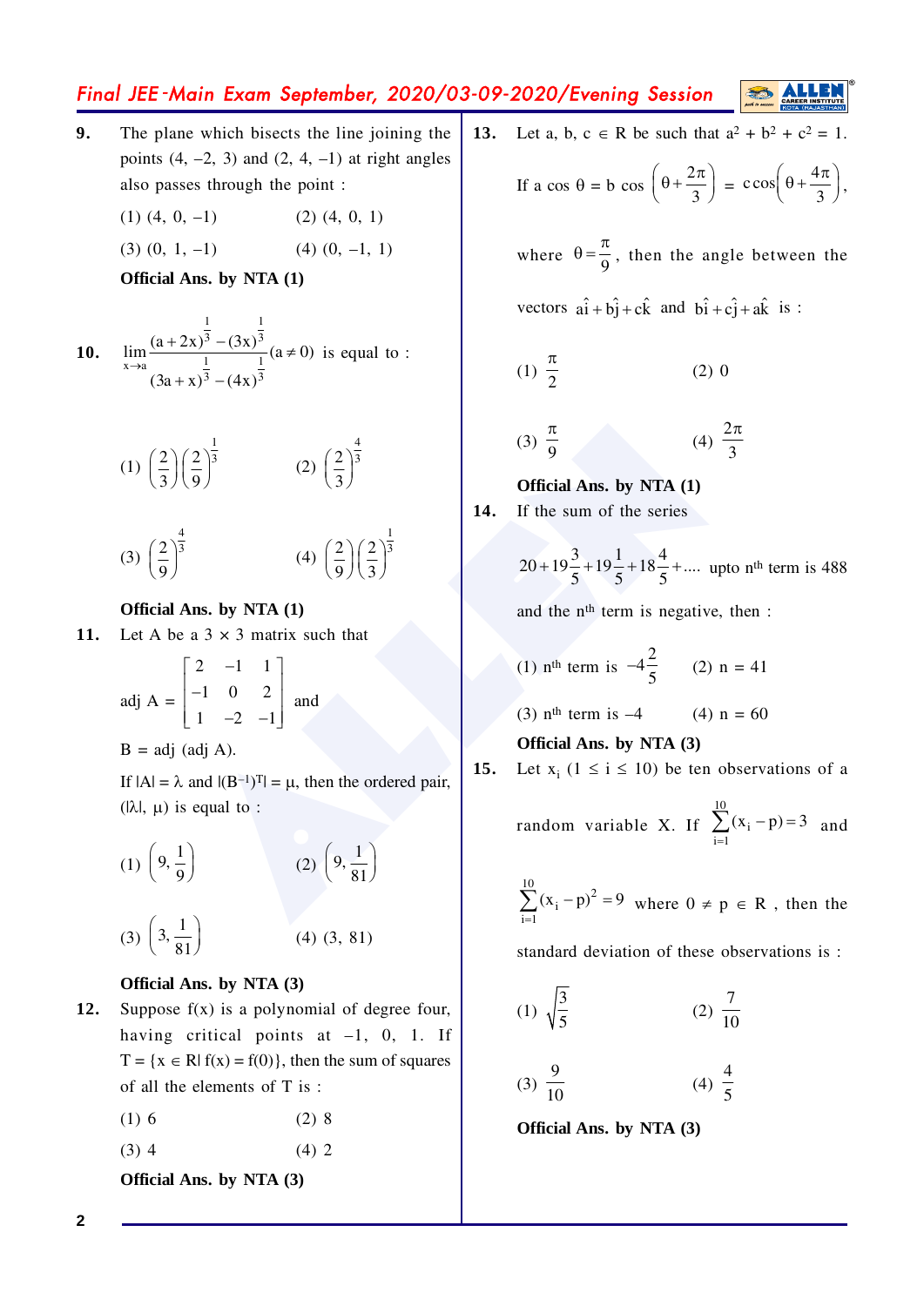**9.** The plane which bisects the line joining the points (4, –2, 3) and (2, 4, –1) at right angles also passes through the point :

(1) (4, 0, –1) (2) (4, 0, 1)

(3) (0, 1, –1) (4) (0, –1, 1)

**Official Ans. by NTA (1)**

**10.** $\lim\limits_{x \to a} \dfrac{(a+2x)^{\frac{1}{3}} - (3x)^{\frac{1}{3}}}{(3a+x)^{\frac{1}{3}} - (4x)^{\frac{1}{3}}} (a \neq 0)$ is equal to :

(1) $\left(\frac{2}{3}\right)\left(\frac{2}{9}\right)^{\frac{1}{3}}$ (2) $\left(\frac{2}{3}\right)^{\frac{4}{3}}$

(3) $\left(\frac{2}{9}\right)^{\frac{4}{3}}$ (4) $\left(\frac{2}{9}\right)\left(\frac{2}{3}\right)^{\frac{1}{3}}$

**Official Ans. by NTA (1)**

**11.** Let A be a 3 × 3 matrix such that

$$\text{adj } A = \begin{bmatrix} 2 & -1 & 1 \\ -1 & 0 & 2 \\ 1 & -2 & -1 \end{bmatrix} \text{ and}$$

B = adj (adj A).

If $|A| = \lambda$ and $|(B^{-1})^T| = \mu$, then the ordered pair, $(|\lambda|, \mu)$ is equal to :

(1) $\left(9, \frac{1}{9}\right)$ (2) $\left(9, \frac{1}{81}\right)$

(3) $\left(3, \frac{1}{81}\right)$ (4) (3, 81)

**Official Ans. by NTA (3)**

**12.** Suppose f(x) is a polynomial of degree four, having critical points at –1, 0, 1. If $T = \{x \in R | f(x) = f(0)\}$, then the sum of squares of all the elements of T is :

(1) 6 (2) 8

(3) 4 (4) 2

**Official Ans. by NTA (3)**

**13.** Let a, b, c ∈ R be such that $a^2 + b^2 + c^2 = 1$. If $a \cos \theta = b \cos\left(\theta + \frac{2\pi}{3}\right) = c\cos\left(\theta + \frac{4\pi}{3}\right)$,

where $\theta = \frac{\pi}{9}$, then the angle between the vectors $a\hat{i} + b\hat{j} + c\hat{k}$ and $b\hat{i} + c\hat{j} + a\hat{k}$ is :

(1) $\frac{\pi}{2}$ (2) 0

(3) $\frac{\pi}{9}$ (4) $\frac{2\pi}{3}$

**Official Ans. by NTA (1)**

**14.** If the sum of the series

$20 + 19\frac{3}{5} + 19\frac{1}{5} + 18\frac{4}{5} + ....$ upto $n^{th}$ term is 488 and the $n^{th}$ term is negative, then :

(1) $n^{th}$ term is $-4\frac{2}{5}$ (2) n = 41

(3) $n^{th}$ term is –4 (4) n = 60

**Official Ans. by NTA (3)**

**15.** Let $x_i$ $(1 \leq i \leq 10)$ be ten observations of a random variable X. If $\sum\limits_{i=1}^{10}(x_i - p) = 3$ and $\sum\limits_{i=1}^{10}(x_i - p)^2 = 9$ where $0 \neq p \in R$, then the standard deviation of these observations is :

(1) $\sqrt{\frac{3}{5}}$ (2) $\frac{7}{10}$

(3) $\frac{9}{10}$ (4) $\frac{4}{5}$

**Official Ans. by NTA (3)**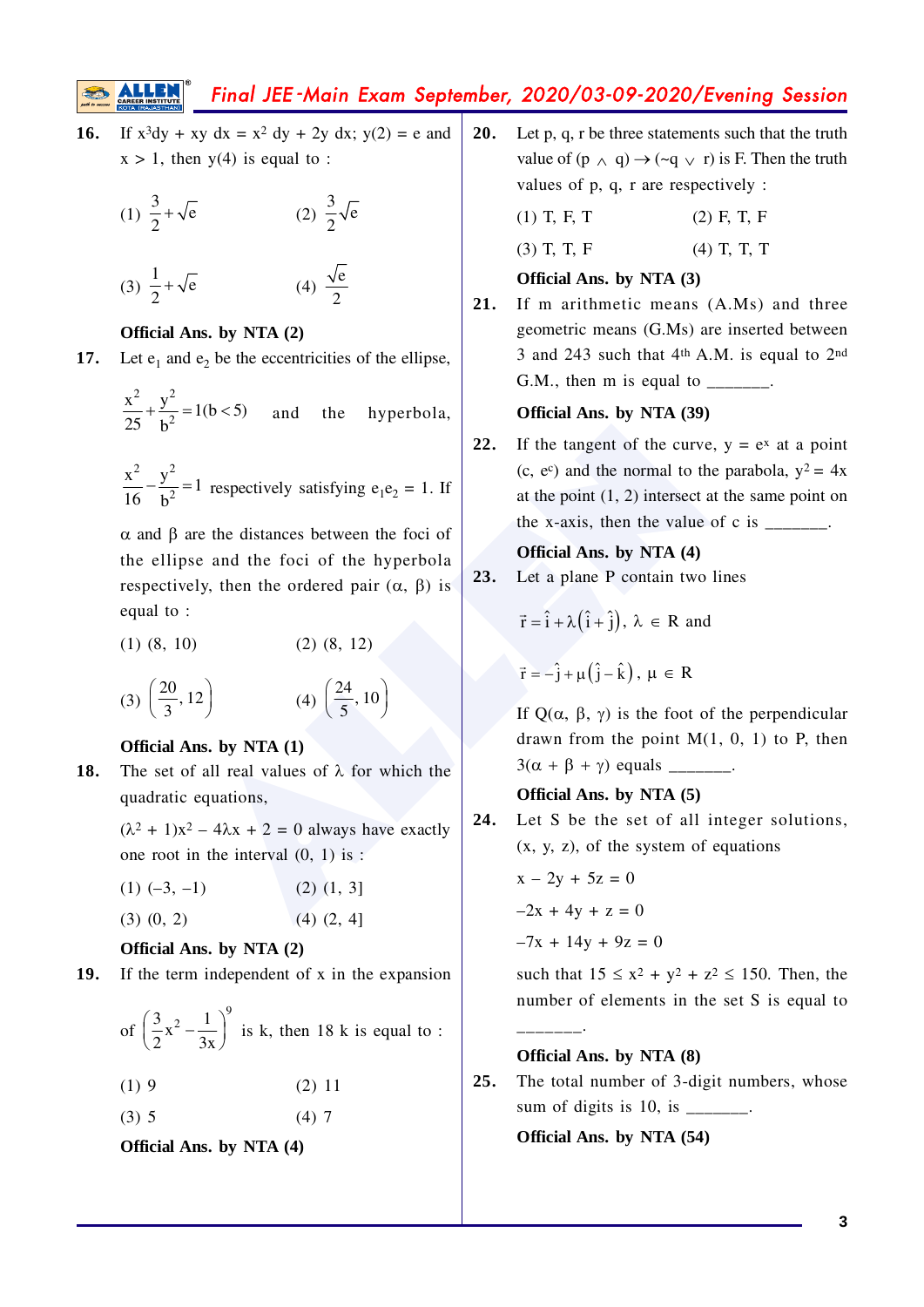**16.** If $x^3dy + xy\,dx = x^2\,dy + 2y\,dx$; $y(2) = e$ and $x > 1$, then $y(4)$ is equal to :

(1) $\frac{3}{2}+\sqrt{e}$ (2) $\frac{3}{2}\sqrt{e}$

(3) $\frac{1}{2}+\sqrt{e}$ (4) $\frac{\sqrt{e}}{2}$

**Official Ans. by NTA (2)**

**17.** Let $e_1$ and $e_2$ be the eccentricities of the ellipse, $\frac{x^2}{25}+\frac{y^2}{b^2}=1 (b<5)$ and the hyperbola, $\frac{x^2}{16}-\frac{y^2}{b^2}=1$ respectively satisfying $e_1e_2 = 1$. If $\alpha$ and $\beta$ are the distances between the foci of the ellipse and the foci of the hyperbola respectively, then the ordered pair $(\alpha, \beta)$ is equal to :

(1) (8, 10) (2) (8, 12)

(3) $\left(\frac{20}{3}, 12\right)$ (4) $\left(\frac{24}{5}, 10\right)$

**Official Ans. by NTA (1)**

**18.** The set of all real values of $\lambda$ for which the quadratic equations, $(\lambda^2 + 1)x^2 - 4\lambda x + 2 = 0$ always have exactly one root in the interval (0, 1) is :

(1) (–3, –1) (2) (1, 3]

(3) (0, 2) (4) (2, 4]

**Official Ans. by NTA (2)**

**19.** If the term independent of x in the expansion of $\left(\frac{3}{2}x^2-\frac{1}{3x}\right)^9$ is k, then 18 k is equal to :

(1) 9 (2) 11

(3) 5 (4) 7

**Official Ans. by NTA (4)**

**20.** Let p, q, r be three statements such that the truth value of $(p \wedge q) \rightarrow (\sim q \vee r)$ is F. Then the truth values of p, q, r are respectively :

(1) T, F, T (2) F, T, F

(3) T, T, F (4) T, T, T

**Official Ans. by NTA (3)**

**21.** If m arithmetic means (A.Ms) and three geometric means (G.Ms) are inserted between 3 and 243 such that $4^{th}$ A.M. is equal to $2^{nd}$ G.M., then m is equal to _______.

**Official Ans. by NTA (39)**

**22.** If the tangent of the curve, $y = e^x$ at a point $(c, e^c)$ and the normal to the parabola, $y^2 = 4x$ at the point (1, 2) intersect at the same point on the x-axis, then the value of c is _______.

**Official Ans. by NTA (4)**

**23.** Let a plane P contain two lines

$\vec{r}=\hat{i}+\lambda\left(\hat{i}+\hat{j}\right)$, $\lambda \in R$ and

$\vec{r}=-\hat{j}+\mu\left(\hat{j}-\hat{k}\right)$, $\mu \in R$

If $Q(\alpha, \beta, \gamma)$ is the foot of the perpendicular drawn from the point M(1, 0, 1) to P, then $3(\alpha + \beta + \gamma)$ equals _______.

**Official Ans. by NTA (5)**

**24.** Let S be the set of all integer solutions, (x, y, z), of the system of equations

$x - 2y + 5z = 0$

$-2x + 4y + z = 0$

$-7x + 14y + 9z = 0$

such that $15 \le x^2 + y^2 + z^2 \le 150$. Then, the number of elements in the set S is equal to _______.

**Official Ans. by NTA (8)**

**25.** The total number of 3-digit numbers, whose sum of digits is 10, is _______.

**Official Ans. by NTA (54)**